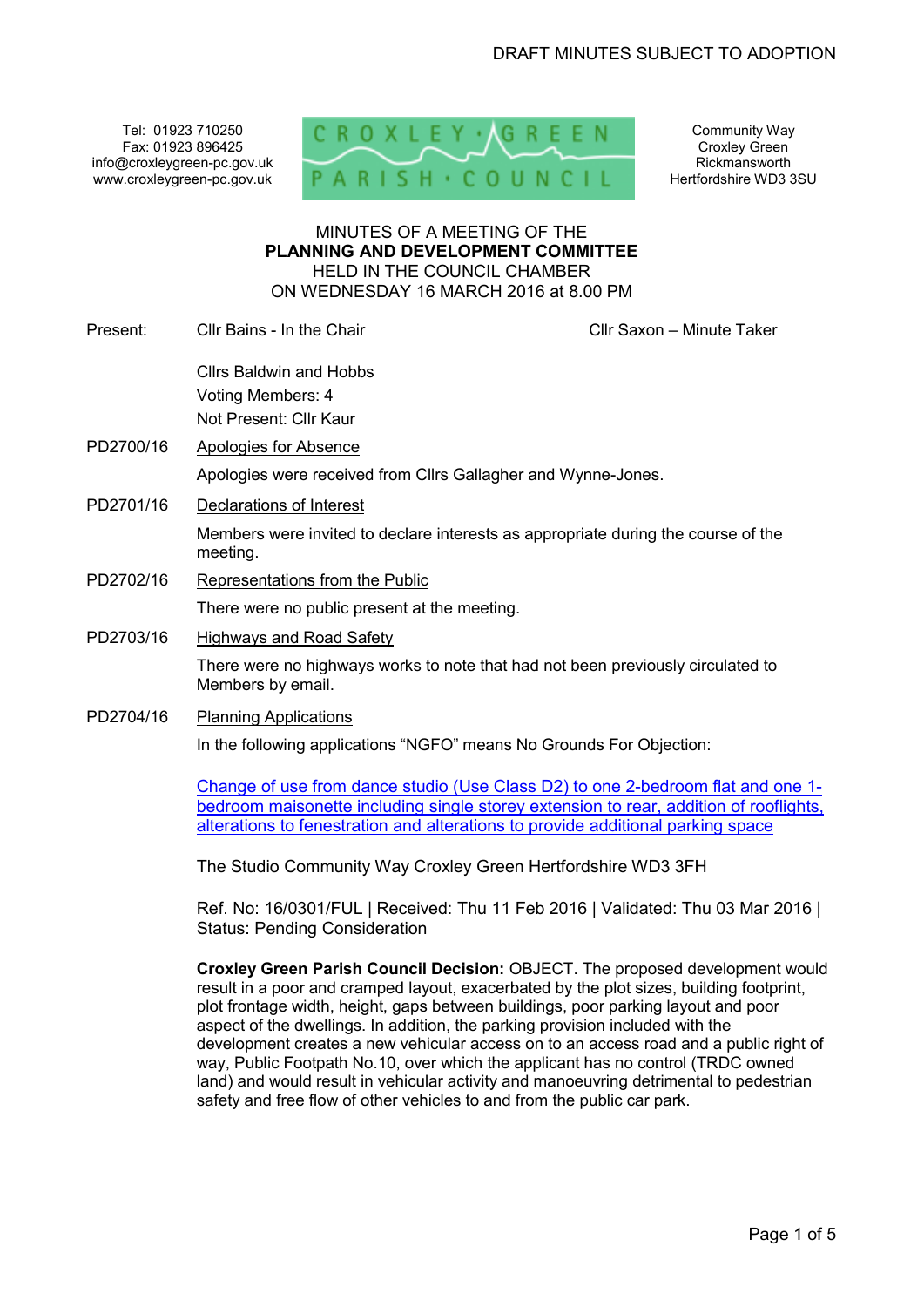DRAFT MINUTES SUBJECT TO ADOPTION

Tel: 01923 710250
Fax: 01923 896425
info@croxleygreen-pc.gov.uk
www.croxleygreen-pc.gov.uk

CROXLEY GREEN PARISH COUNCIL

Community Way
Croxley Green
Rickmansworth
Hertfordshire WD3 3SU

# MINUTES OF A MEETING OF THE **PLANNING AND DEVELOPMENT COMMITTEE** HELD IN THE COUNCIL CHAMBER ON WEDNESDAY 16 MARCH 2016 at 8.00 PM

Present: Cllr Bains - In the Chair — Cllr Saxon – Minute Taker

Cllrs Baldwin and Hobbs
Voting Members: 4
Not Present: Cllr Kaur

PD2700/16 Apologies for Absence

Apologies were received from Cllrs Gallagher and Wynne-Jones.

PD2701/16 Declarations of Interest

Members were invited to declare interests as appropriate during the course of the meeting.

PD2702/16 Representations from the Public

There were no public present at the meeting.

PD2703/16 Highways and Road Safety

There were no highways works to note that had not been previously circulated to Members by email.

PD2704/16 Planning Applications

In the following applications "NGFO" means No Grounds For Objection:

Change of use from dance studio (Use Class D2) to one 2-bedroom flat and one 1-bedroom maisonette including single storey extension to rear, addition of rooflights, alterations to fenestration and alterations to provide additional parking space

The Studio Community Way Croxley Green Hertfordshire WD3 3FH

Ref. No: 16/0301/FUL | Received: Thu 11 Feb 2016 | Validated: Thu 03 Mar 2016 | Status: Pending Consideration

**Croxley Green Parish Council Decision:** OBJECT. The proposed development would result in a poor and cramped layout, exacerbated by the plot sizes, building footprint, plot frontage width, height, gaps between buildings, poor parking layout and poor aspect of the dwellings. In addition, the parking provision included with the development creates a new vehicular access on to an access road and a public right of way, Public Footpath No.10, over which the applicant has no control (TRDC owned land) and would result in vehicular activity and manoeuvring detrimental to pedestrian safety and free flow of other vehicles to and from the public car park.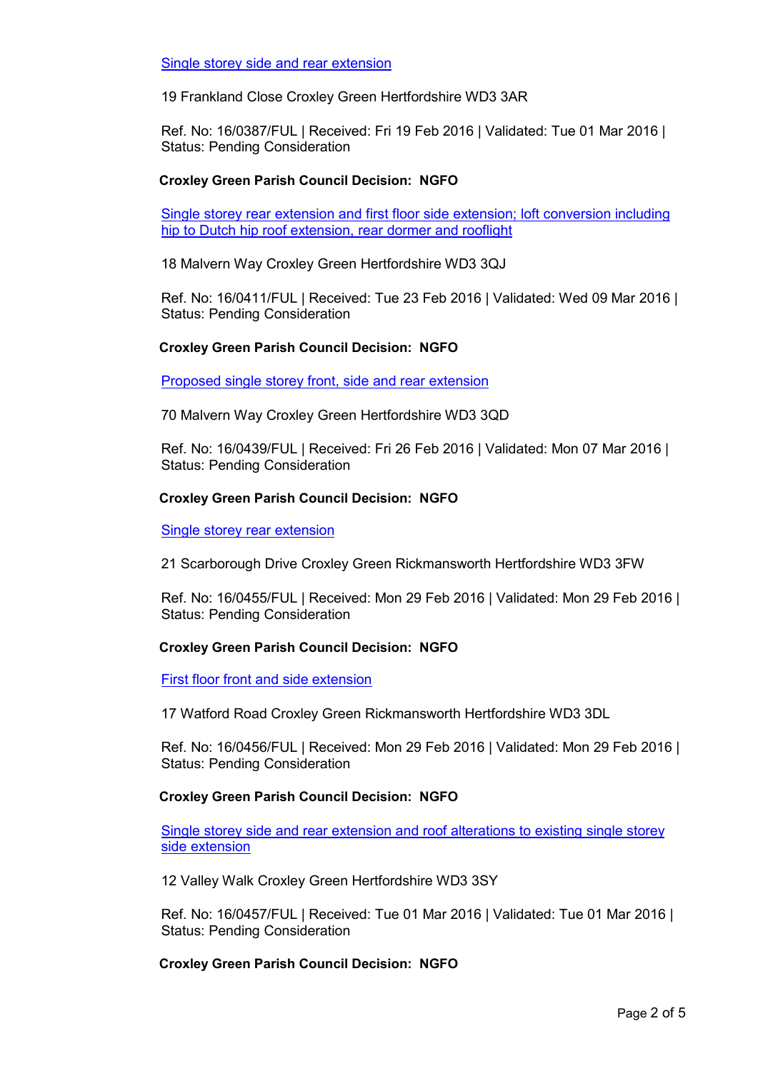Single storey side and rear extension

19 Frankland Close Croxley Green Hertfordshire WD3 3AR

Ref. No: 16/0387/FUL | Received: Fri 19 Feb 2016 | Validated: Tue 01 Mar 2016 | Status: Pending Consideration

**Croxley Green Parish Council Decision: NGFO**

Single storey rear extension and first floor side extension; loft conversion including hip to Dutch hip roof extension, rear dormer and rooflight

18 Malvern Way Croxley Green Hertfordshire WD3 3QJ

Ref. No: 16/0411/FUL | Received: Tue 23 Feb 2016 | Validated: Wed 09 Mar 2016 | Status: Pending Consideration

**Croxley Green Parish Council Decision: NGFO**

Proposed single storey front, side and rear extension

70 Malvern Way Croxley Green Hertfordshire WD3 3QD

Ref. No: 16/0439/FUL | Received: Fri 26 Feb 2016 | Validated: Mon 07 Mar 2016 | Status: Pending Consideration

**Croxley Green Parish Council Decision: NGFO**

Single storey rear extension

21 Scarborough Drive Croxley Green Rickmansworth Hertfordshire WD3 3FW

Ref. No: 16/0455/FUL | Received: Mon 29 Feb 2016 | Validated: Mon 29 Feb 2016 | Status: Pending Consideration

**Croxley Green Parish Council Decision: NGFO**

First floor front and side extension

17 Watford Road Croxley Green Rickmansworth Hertfordshire WD3 3DL

Ref. No: 16/0456/FUL | Received: Mon 29 Feb 2016 | Validated: Mon 29 Feb 2016 | Status: Pending Consideration

**Croxley Green Parish Council Decision: NGFO**

Single storey side and rear extension and roof alterations to existing single storey side extension

12 Valley Walk Croxley Green Hertfordshire WD3 3SY

Ref. No: 16/0457/FUL | Received: Tue 01 Mar 2016 | Validated: Tue 01 Mar 2016 | Status: Pending Consideration

**Croxley Green Parish Council Decision: NGFO**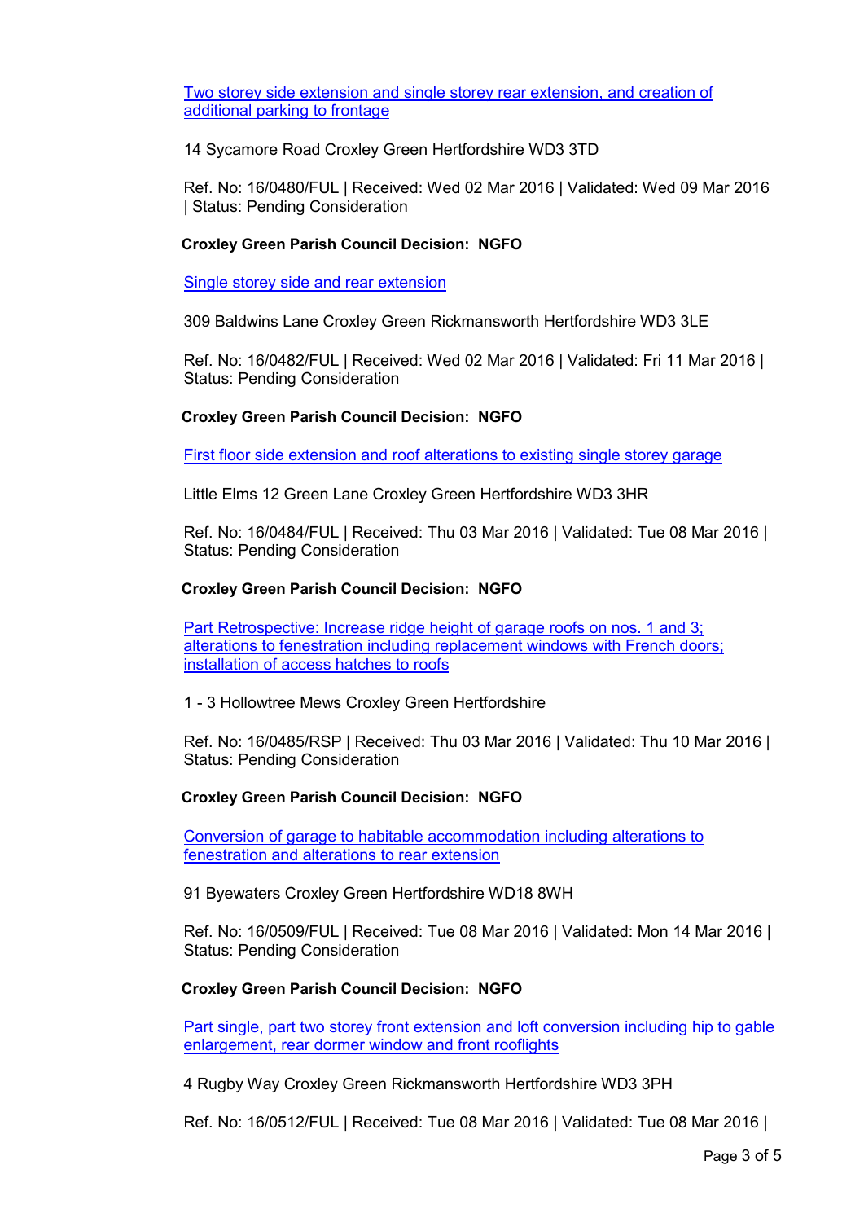Two storey side extension and single storey rear extension, and creation of additional parking to frontage

14 Sycamore Road Croxley Green Hertfordshire WD3 3TD

Ref. No: 16/0480/FUL | Received: Wed 02 Mar 2016 | Validated: Wed 09 Mar 2016 | Status: Pending Consideration

**Croxley Green Parish Council Decision: NGFO**

Single storey side and rear extension

309 Baldwins Lane Croxley Green Rickmansworth Hertfordshire WD3 3LE

Ref. No: 16/0482/FUL | Received: Wed 02 Mar 2016 | Validated: Fri 11 Mar 2016 | Status: Pending Consideration

**Croxley Green Parish Council Decision: NGFO**

First floor side extension and roof alterations to existing single storey garage

Little Elms 12 Green Lane Croxley Green Hertfordshire WD3 3HR

Ref. No: 16/0484/FUL | Received: Thu 03 Mar 2016 | Validated: Tue 08 Mar 2016 | Status: Pending Consideration

**Croxley Green Parish Council Decision: NGFO**

Part Retrospective: Increase ridge height of garage roofs on nos. 1 and 3; alterations to fenestration including replacement windows with French doors; installation of access hatches to roofs

1 - 3 Hollowtree Mews Croxley Green Hertfordshire

Ref. No: 16/0485/RSP | Received: Thu 03 Mar 2016 | Validated: Thu 10 Mar 2016 | Status: Pending Consideration

**Croxley Green Parish Council Decision: NGFO**

Conversion of garage to habitable accommodation including alterations to fenestration and alterations to rear extension

91 Byewaters Croxley Green Hertfordshire WD18 8WH

Ref. No: 16/0509/FUL | Received: Tue 08 Mar 2016 | Validated: Mon 14 Mar 2016 | Status: Pending Consideration

**Croxley Green Parish Council Decision: NGFO**

Part single, part two storey front extension and loft conversion including hip to gable enlargement, rear dormer window and front rooflights

4 Rugby Way Croxley Green Rickmansworth Hertfordshire WD3 3PH

Ref. No: 16/0512/FUL | Received: Tue 08 Mar 2016 | Validated: Tue 08 Mar 2016 |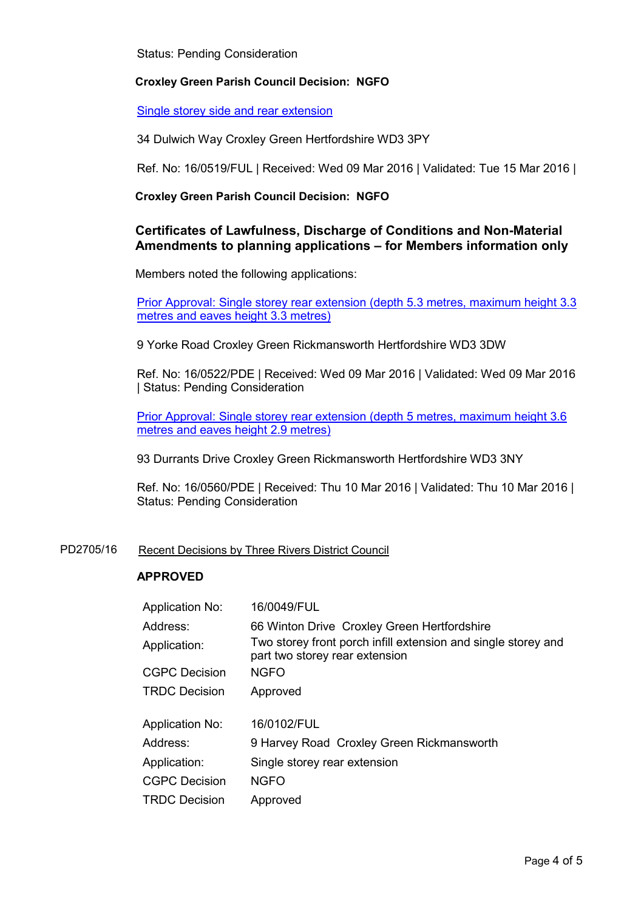Status: Pending Consideration

**Croxley Green Parish Council Decision: NGFO**

Single storey side and rear extension

34 Dulwich Way Croxley Green Hertfordshire WD3 3PY

Ref. No: 16/0519/FUL | Received: Wed 09 Mar 2016 | Validated: Tue 15 Mar 2016 |

**Croxley Green Parish Council Decision: NGFO**

### Certificates of Lawfulness, Discharge of Conditions and Non-Material Amendments to planning applications – for Members information only

Members noted the following applications:

Prior Approval: Single storey rear extension (depth 5.3 metres, maximum height 3.3 metres and eaves height 3.3 metres)

9 Yorke Road Croxley Green Rickmansworth Hertfordshire WD3 3DW

Ref. No: 16/0522/PDE | Received: Wed 09 Mar 2016 | Validated: Wed 09 Mar 2016 | Status: Pending Consideration

Prior Approval: Single storey rear extension (depth 5 metres, maximum height 3.6 metres and eaves height 2.9 metres)

93 Durrants Drive Croxley Green Rickmansworth Hertfordshire WD3 3NY

Ref. No: 16/0560/PDE | Received: Thu 10 Mar 2016 | Validated: Thu 10 Mar 2016 | Status: Pending Consideration

PD2705/16 Recent Decisions by Three Rivers District Council

**APPROVED**

| | |
|---|---|
| Application No: | 16/0049/FUL |
| Address: | 66 Winton Drive Croxley Green Hertfordshire |
| Application: | Two storey front porch infill extension and single storey and part two storey rear extension |
| CGPC Decision | NGFO |
| TRDC Decision | Approved |

| | |
|---|---|
| Application No: | 16/0102/FUL |
| Address: | 9 Harvey Road Croxley Green Rickmansworth |
| Application: | Single storey rear extension |
| CGPC Decision | NGFO |
| TRDC Decision | Approved |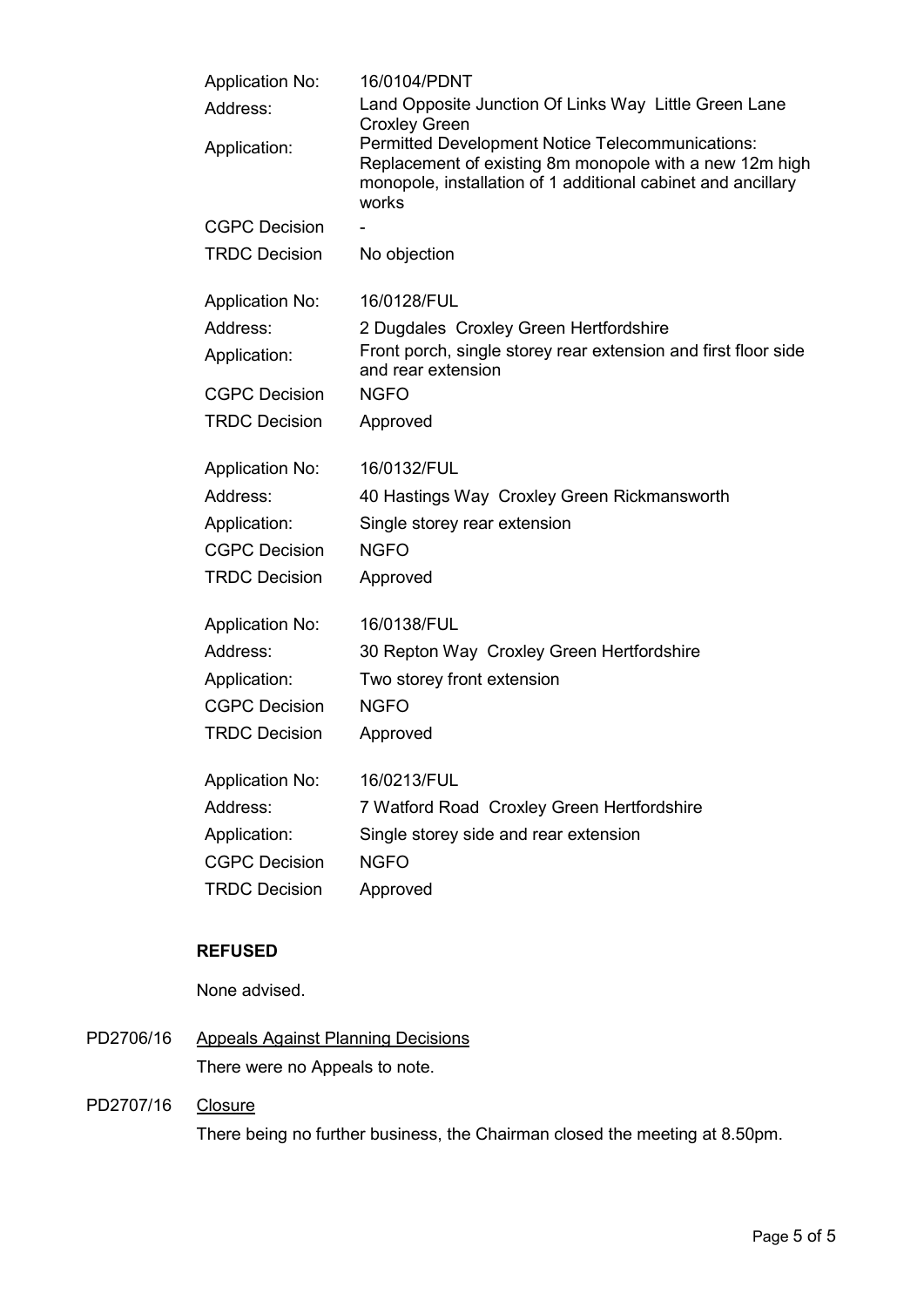| | |
|---|---|
| Application No: | 16/0104/PDNT |
| Address: | Land Opposite Junction Of Links Way Little Green Lane Croxley Green |
| Application: | Permitted Development Notice Telecommunications: Replacement of existing 8m monopole with a new 12m high monopole, installation of 1 additional cabinet and ancillary works |
| CGPC Decision | - |
| TRDC Decision | No objection |

| | |
|---|---|
| Application No: | 16/0128/FUL |
| Address: | 2 Dugdales Croxley Green Hertfordshire |
| Application: | Front porch, single storey rear extension and first floor side and rear extension |
| CGPC Decision | NGFO |
| TRDC Decision | Approved |

| | |
|---|---|
| Application No: | 16/0132/FUL |
| Address: | 40 Hastings Way Croxley Green Rickmansworth |
| Application: | Single storey rear extension |
| CGPC Decision | NGFO |
| TRDC Decision | Approved |

| | |
|---|---|
| Application No: | 16/0138/FUL |
| Address: | 30 Repton Way Croxley Green Hertfordshire |
| Application: | Two storey front extension |
| CGPC Decision | NGFO |
| TRDC Decision | Approved |

| | |
|---|---|
| Application No: | 16/0213/FUL |
| Address: | 7 Watford Road Croxley Green Hertfordshire |
| Application: | Single storey side and rear extension |
| CGPC Decision | NGFO |
| TRDC Decision | Approved |

**REFUSED**

None advised.

PD2706/16 Appeals Against Planning Decisions

There were no Appeals to note.

PD2707/16 Closure

There being no further business, the Chairman closed the meeting at 8.50pm.